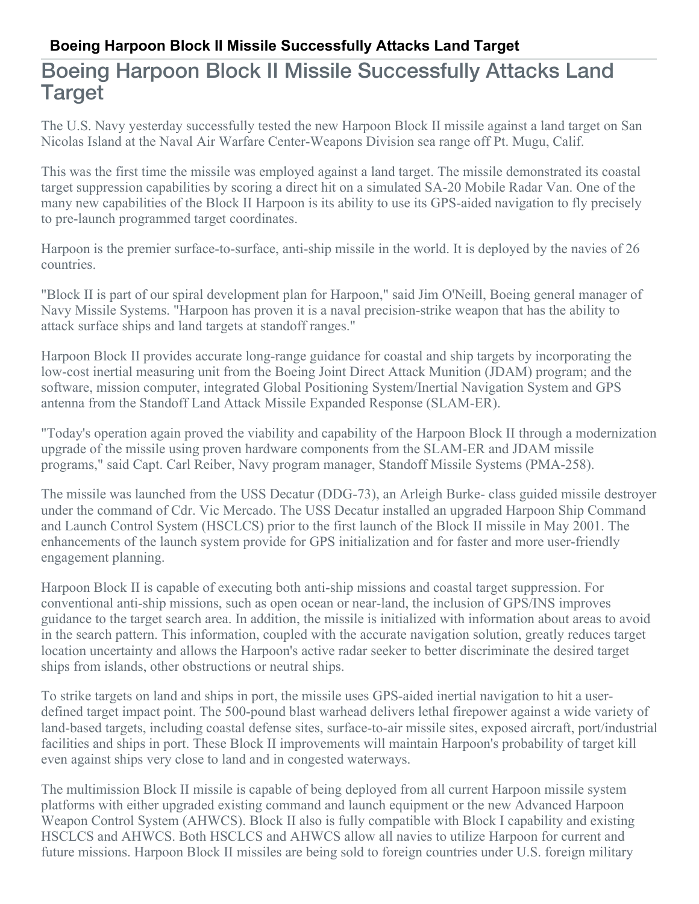# Boeing Harpoon Block II Missile Successfully Attacks Land Target

The U.S. Navy yesterday successfully tested the new Harpoon Block II missile against a land target on San Nicolas Island at the Naval Air Warfare Center-Weapons Division sea range off Pt. Mugu, Calif.

This was the first time the missile was employed against a land target. The missile demonstrated its coastal target suppression capabilities by scoring a direct hit on a simulated SA-20 Mobile Radar Van. One of the many new capabilities of the Block II Harpoon is its ability to use its GPS-aided navigation to fly precisely to pre-launch programmed target coordinates.

Harpoon is the premier surface-to-surface, anti-ship missile in the world. It is deployed by the navies of 26 countries.

"Block II is part of our spiral development plan for Harpoon," said Jim O'Neill, Boeing general manager of Navy Missile Systems. "Harpoon has proven it is a naval precision-strike weapon that has the ability to attack surface ships and land targets at standoff ranges."

Harpoon Block II provides accurate long-range guidance for coastal and ship targets by incorporating the low-cost inertial measuring unit from the Boeing Joint Direct Attack Munition (JDAM) program; and the software, mission computer, integrated Global Positioning System/Inertial Navigation System and GPS antenna from the Standoff Land Attack Missile Expanded Response (SLAM-ER).

"Today's operation again proved the viability and capability of the Harpoon Block II through a modernization upgrade of the missile using proven hardware components from the SLAM-ER and JDAM missile programs," said Capt. Carl Reiber, Navy program manager, Standoff Missile Systems (PMA-258).

The missile was launched from the USS Decatur (DDG-73), an Arleigh Burke- class guided missile destroyer under the command of Cdr. Vic Mercado. The USS Decatur installed an upgraded Harpoon Ship Command and Launch Control System (HSCLCS) prior to the first launch of the Block II missile in May 2001. The enhancements of the launch system provide for GPS initialization and for faster and more user-friendly engagement planning.

Harpoon Block II is capable of executing both anti-ship missions and coastal target suppression. For conventional anti-ship missions, such as open ocean or near-land, the inclusion of GPS/INS improves guidance to the target search area. In addition, the missile is initialized with information about areas to avoid in the search pattern. This information, coupled with the accurate navigation solution, greatly reduces target location uncertainty and allows the Harpoon's active radar seeker to better discriminate the desired target ships from islands, other obstructions or neutral ships.

To strike targets on land and ships in port, the missile uses GPS-aided inertial navigation to hit a user-defined target impact point. The 500-pound blast warhead delivers lethal firepower against a wide variety of land-based targets, including coastal defense sites, surface-to-air missile sites, exposed aircraft, port/industrial facilities and ships in port. These Block II improvements will maintain Harpoon's probability of target kill even against ships very close to land and in congested waterways.

The multimission Block II missile is capable of being deployed from all current Harpoon missile system platforms with either upgraded existing command and launch equipment or the new Advanced Harpoon Weapon Control System (AHWCS). Block II also is fully compatible with Block I capability and existing HSCLCS and AHWCS. Both HSCLCS and AHWCS allow all navies to utilize Harpoon for current and future missions. Harpoon Block II missiles are being sold to foreign countries under U.S. foreign military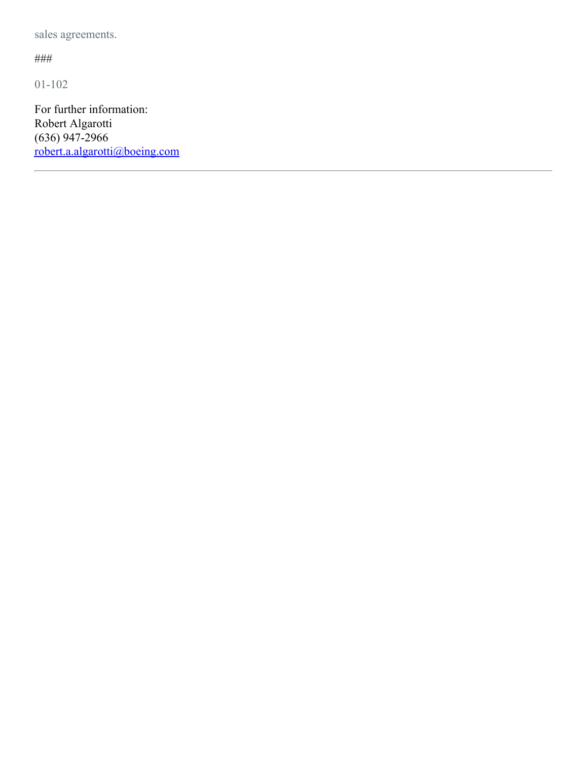sales agreements.

###

01-102

For further information:
Robert Algarotti
(636) 947-2966
robert.a.algarotti@boeing.com

---